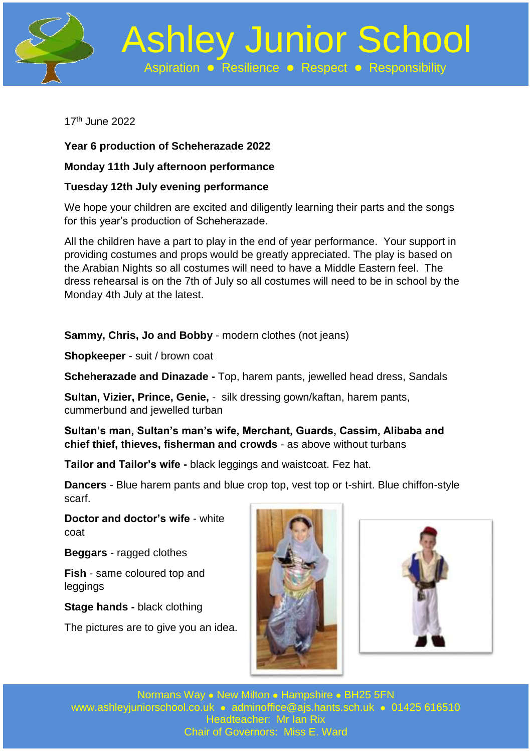# Ashley Junior School

Aspiration ● Resilience ● Respect ● Responsibility

17th June 2022

**Year 6 production of Scheherazade 2022**

**Monday 11th July afternoon performance**

**Tuesday 12th July evening performance**

We hope your children are excited and diligently learning their parts and the songs for this year's production of Scheherazade.

All the children have a part to play in the end of year performance. Your support in providing costumes and props would be greatly appreciated. The play is based on the Arabian Nights so all costumes will need to have a Middle Eastern feel. The dress rehearsal is on the 7th of July so all costumes will need to be in school by the Monday 4th July at the latest.

**Sammy, Chris, Jo and Bobby** - modern clothes (not jeans)

**Shopkeeper** - suit / brown coat

**Scheherazade and Dinazade -** Top, harem pants, jewelled head dress, Sandals

**Sultan, Vizier, Prince, Genie,** - silk dressing gown/kaftan, harem pants, cummerbund and jewelled turban

**Sultan's man, Sultan's man's wife, Merchant, Guards, Cassim, Alibaba and chief thief, thieves, fisherman and crowds** - as above without turbans

**Tailor and Tailor's wife -** black leggings and waistcoat. Fez hat.

**Dancers** - Blue harem pants and blue crop top, vest top or t-shirt. Blue chiffon-style scarf.

**Doctor and doctor's wife** - white coat

**Beggars** - ragged clothes

**Fish** - same coloured top and leggings

**Stage hands -** black clothing

The pictures are to give you an idea.

Normans Way ● New Milton ● Hampshire ● BH25 5FN
www.ashleyjuniorschool.co.uk ● adminoffice@ajs.hants.sch.uk ● 01425 616510
Headteacher: Mr Ian Rix
Chair of Governors: Miss E. Ward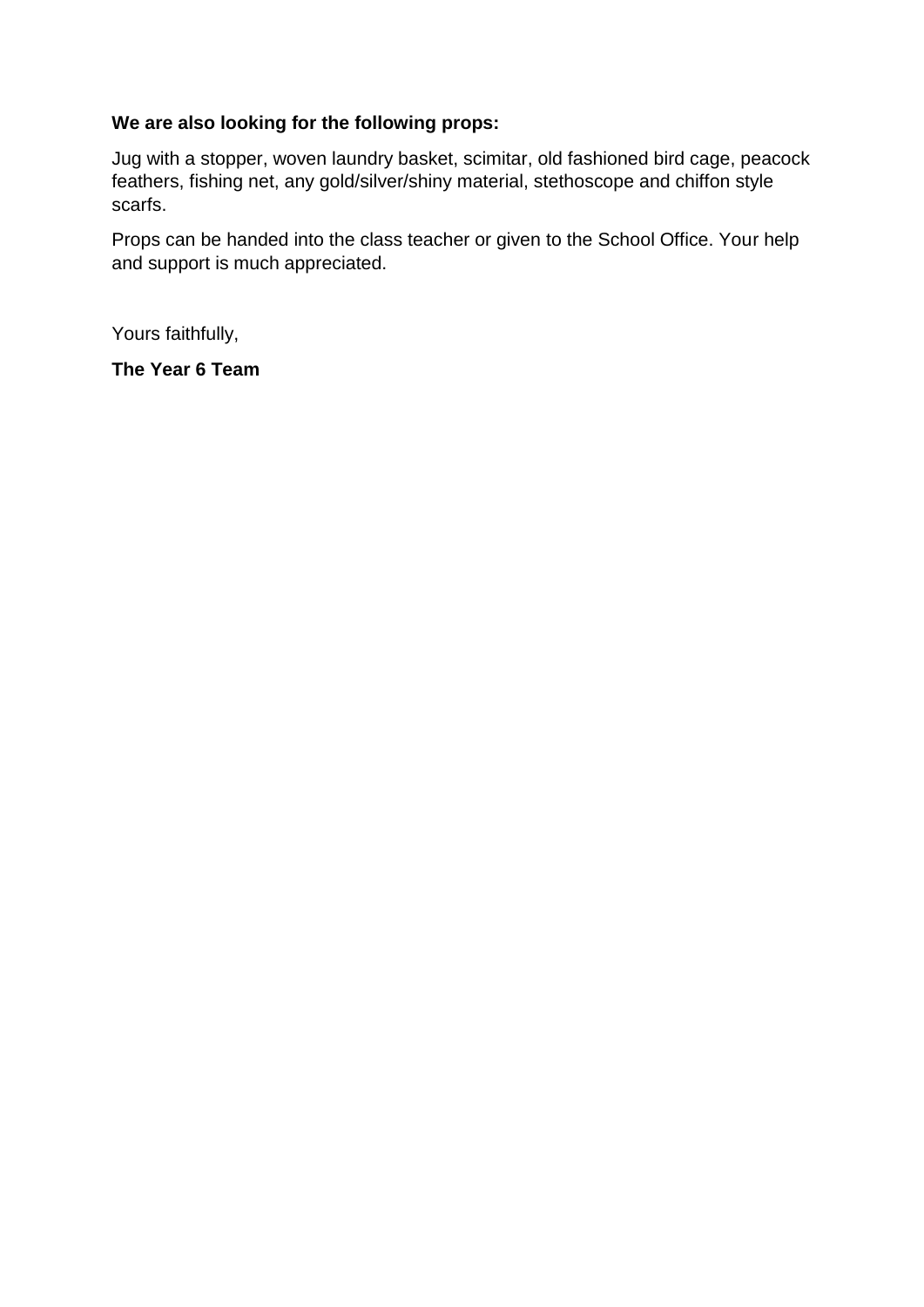**We are also looking for the following props:**

Jug with a stopper, woven laundry basket, scimitar, old fashioned bird cage, peacock feathers, fishing net, any gold/silver/shiny material, stethoscope and chiffon style scarfs.

Props can be handed into the class teacher or given to the School Office. Your help and support is much appreciated.

Yours faithfully,

**The Year 6 Team**